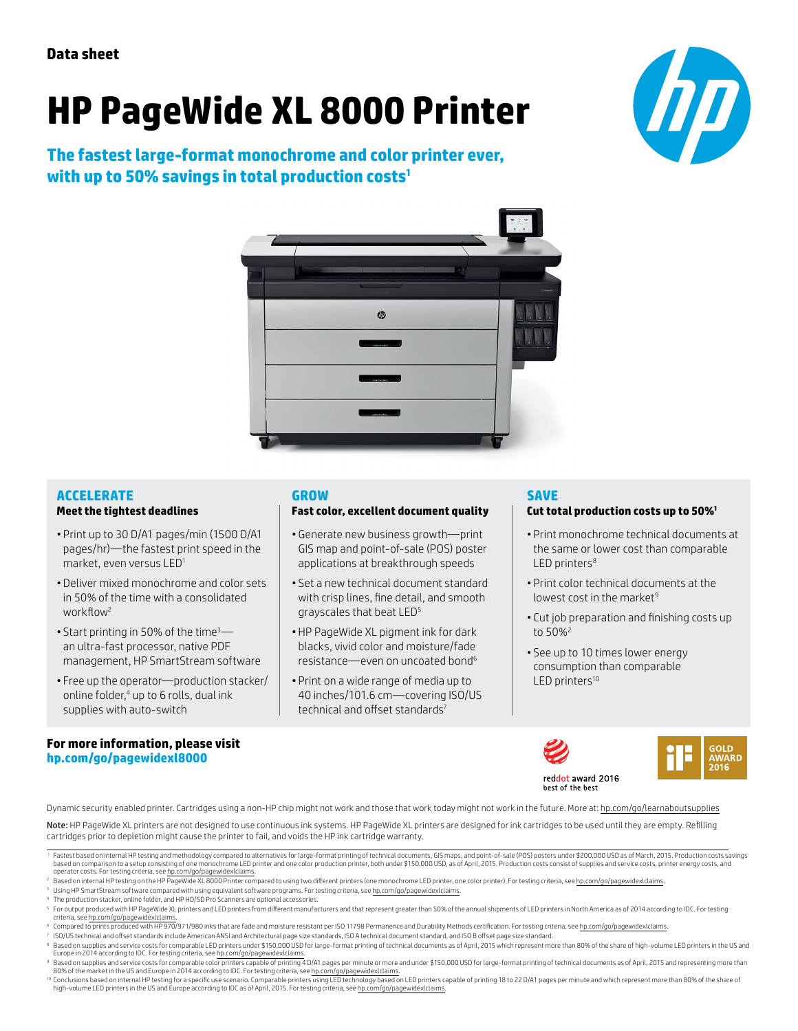Data sheet

# HP PageWide XL 8000 Printer

## The fastest large-format monochrome and color printer ever, with up to 50% savings in total production costs[1]

### ACCELERATE

**Meet the tightest deadlines**

- Print up to 30 D/A1 pages/min (1500 D/A1 pages/hr)—the fastest print speed in the market, even versus LED[1]
- Deliver mixed monochrome and color sets in 50% of the time with a consolidated workflow[2]
- Start printing in 50% of the time[3]—an ultra-fast processor, native PDF management, HP SmartStream software
- Free up the operator—production stacker/online folder,[4] up to 6 rolls, dual ink supplies with auto-switch

### GROW

**Fast color, excellent document quality**

- Generate new business growth—print GIS map and point-of-sale (POS) poster applications at breakthrough speeds
- Set a new technical document standard with crisp lines, fine detail, and smooth grayscales that beat LED[5]
- HP PageWide XL pigment ink for dark blacks, vivid color and moisture/fade resistance—even on uncoated bond[6]
- Print on a wide range of media up to 40 inches/101.6 cm—covering ISO/US technical and offset standards[7]

### SAVE

**Cut total production costs up to 50%[1]**

- Print monochrome technical documents at the same or lower cost than comparable LED printers[8]
- Print color technical documents at the lowest cost in the market[9]
- Cut job preparation and finishing costs up to 50%[2]
- See up to 10 times lower energy consumption than comparable LED printers[10]

**For more information, please visit**
**hp.com/go/pagewidexl8000**

reddot award 2016
best of the best

iF GOLD AWARD 2016

Dynamic security enabled printer. Cartridges using a non-HP chip might not work and those that work today might not work in the future. More at: hp.com/go/learnaboutsupplies

**Note:** HP PageWide XL printers are not designed to use continuous ink systems. HP PageWide XL printers are designed for ink cartridges to be used until they are empty. Refilling cartridges prior to depletion might cause the printer to fail, and voids the HP ink cartridge warranty.

---

1. Fastest based on internal HP testing and methodology compared to alternatives for large-format printing of technical documents, GIS maps, and point-of-sale (POS) posters under $200,000 USD as of March, 2015. Production costs savings based on comparison to a setup consisting of one monochrome LED printer and one color production printer, both under $150,000 USD, as of April, 2015. Production costs consist of supplies and service costs, printer energy costs, and operator costs. For testing criteria, see hp.com/go/pagewidexlclaims.
2. Based on internal HP testing on the HP PageWide XL 8000 Printer compared to using two different printers (one monochrome LED printer, one color printer). For testing criteria, see hp.com/go/pagewidexlclaims.
3. Using HP SmartStream software compared with using equivalent software programs. For testing criteria, see hp.com/go/pagewidexlclaims.
4. The production stacker, online folder, and HP HD/SD Pro Scanners are optional accessories.
5. For output produced with HP PageWide XL printers and LED printers from different manufacturers and that represent greater than 50% of the annual shipments of LED printers in North America as of 2014 according to IDC. For testing criteria, see hp.com/go/pagewidexlclaims.
6. Compared to prints produced with HP 970/971/980 inks that are fade and moisture resistant per ISO 11798 Permanence and Durability Methods certification. For testing criteria, see hp.com/go/pagewidexlclaims.
7. ISO/US technical and offset standards include American ANSI and Architectural page size standards, ISO A technical document standard, and ISO B offset page size standard.
8. Based on supplies and service costs for comparable LED printers under $150,000 USD for large-format printing of technical documents as of April, 2015 which represent more than 80% of the share of high-volume LED printers in the US and Europe in 2014 according to IDC. For testing criteria, see hp.com/go/pagewidexlclaims.
9. Based on supplies and service costs for comparable color printers capable of printing 4 D/A1 pages per minute or more and under $150,000 USD for large-format printing of technical documents as of April, 2015 and representing more than 80% of the market in the US and Europe in 2014 according to IDC. For testing criteria, see hp.com/go/pagewidexlclaims.
10. Conclusions based on internal HP testing for a specific use scenario. Comparable printers using LED technology based on LED printers capable of printing 18 to 22 D/A1 pages per minute and which represent more than 80% of the share of high-volume LED printers in the US and Europe according to IDC as of April, 2015. For testing criteria, see hp.com/go/pagewidexlclaims.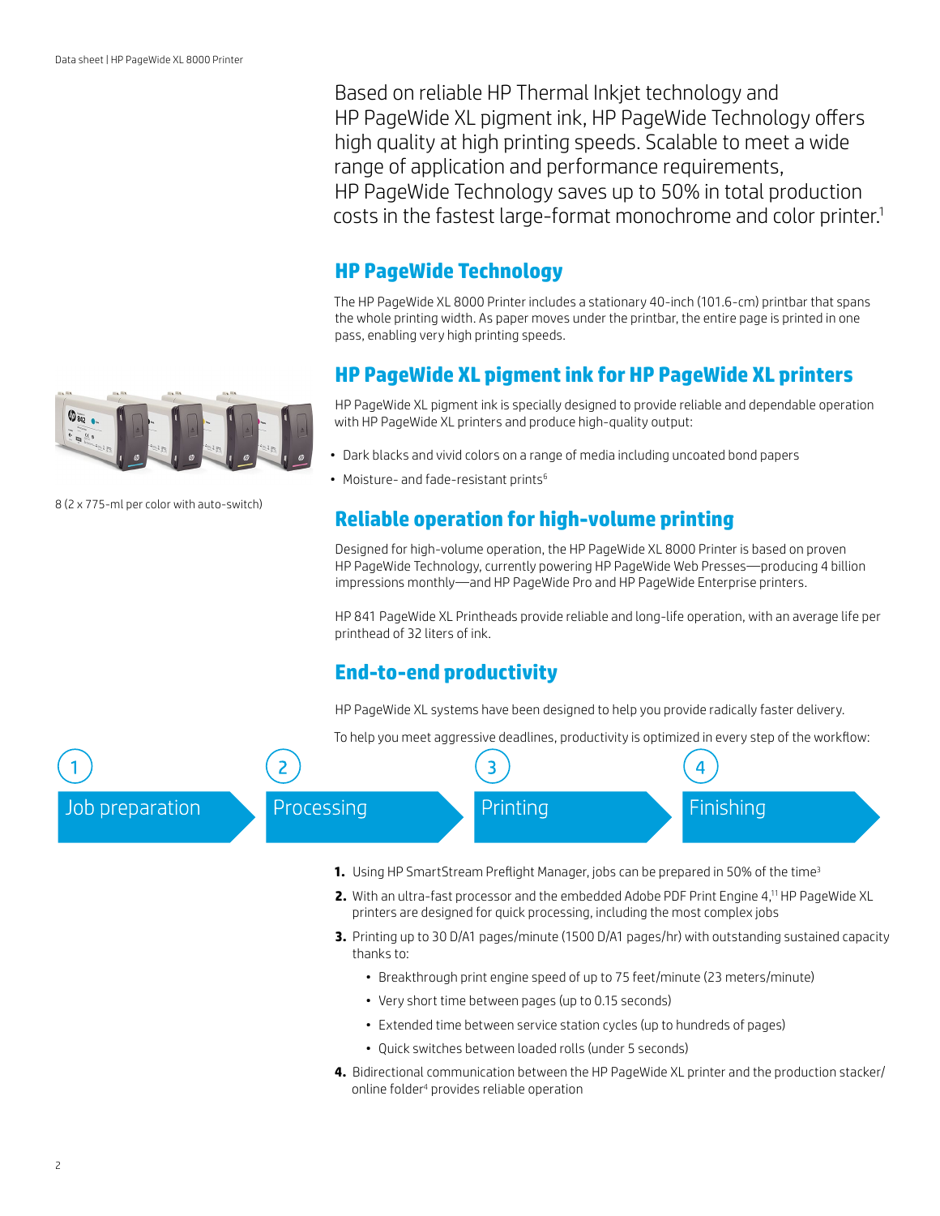Based on reliable HP Thermal Inkjet technology and HP PageWide XL pigment ink, HP PageWide Technology offers high quality at high printing speeds. Scalable to meet a wide range of application and performance requirements, HP PageWide Technology saves up to 50% in total production costs in the fastest large-format monochrome and color printer.[1]

## HP PageWide Technology

The HP PageWide XL 8000 Printer includes a stationary 40-inch (101.6-cm) printbar that spans the whole printing width. As paper moves under the printbar, the entire page is printed in one pass, enabling very high printing speeds.

## HP PageWide XL pigment ink for HP PageWide XL printers

8 (2 x 775-ml per color with auto-switch)

HP PageWide XL pigment ink is specially designed to provide reliable and dependable operation with HP PageWide XL printers and produce high-quality output:

- Dark blacks and vivid colors on a range of media including uncoated bond papers
- Moisture- and fade-resistant prints[6]

## Reliable operation for high-volume printing

Designed for high-volume operation, the HP PageWide XL 8000 Printer is based on proven HP PageWide Technology, currently powering HP PageWide Web Presses—producing 4 billion impressions monthly—and HP PageWide Pro and HP PageWide Enterprise printers.

HP 841 PageWide XL Printheads provide reliable and long-life operation, with an average life per printhead of 32 liters of ink.

## End-to-end productivity

HP PageWide XL systems have been designed to help you provide radically faster delivery.

To help you meet aggressive deadlines, productivity is optimized in every step of the workflow:

1 Job preparation → 2 Processing → 3 Printing → 4 Finishing

1. Using HP SmartStream Preflight Manager, jobs can be prepared in 50% of the time[3]
2. With an ultra-fast processor and the embedded Adobe PDF Print Engine 4,[11] HP PageWide XL printers are designed for quick processing, including the most complex jobs
3. Printing up to 30 D/A1 pages/minute (1500 D/A1 pages/hr) with outstanding sustained capacity thanks to:
   - Breakthrough print engine speed of up to 75 feet/minute (23 meters/minute)
   - Very short time between pages (up to 0.15 seconds)
   - Extended time between service station cycles (up to hundreds of pages)
   - Quick switches between loaded rolls (under 5 seconds)
4. Bidirectional communication between the HP PageWide XL printer and the production stacker/online folder[4] provides reliable operation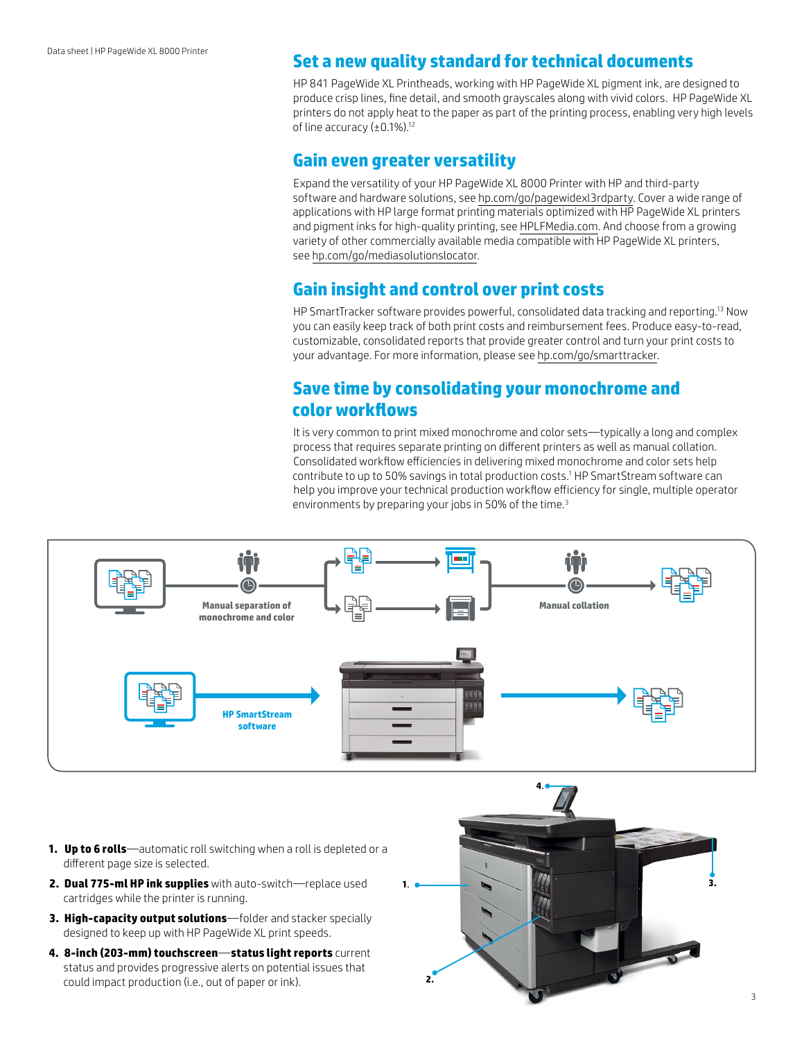## Set a new quality standard for technical documents

HP 841 PageWide XL Printheads, working with HP PageWide XL pigment ink, are designed to produce crisp lines, fine detail, and smooth grayscales along with vivid colors. HP PageWide XL printers do not apply heat to the paper as part of the printing process, enabling very high levels of line accuracy (±0.1%).[12]

## Gain even greater versatility

Expand the versatility of your HP PageWide XL 8000 Printer with HP and third-party software and hardware solutions, see hp.com/go/pagewidexl3rdparty. Cover a wide range of applications with HP large format printing materials optimized with HP PageWide XL printers and pigment inks for high-quality printing, see HPLFMedia.com. And choose from a growing variety of other commercially available media compatible with HP PageWide XL printers, see hp.com/go/mediasolutionslocator.

## Gain insight and control over print costs

HP SmartTracker software provides powerful, consolidated data tracking and reporting.[13] Now you can easily keep track of both print costs and reimbursement fees. Produce easy-to-read, customizable, consolidated reports that provide greater control and turn your print costs to your advantage. For more information, please see hp.com/go/smarttracker.

## Save time by consolidating your monochrome and color workflows

It is very common to print mixed monochrome and color sets—typically a long and complex process that requires separate printing on different printers as well as manual collation. Consolidated workflow efficiencies in delivering mixed monochrome and color sets help contribute to up to 50% savings in total production costs.[1] HP SmartStream software can help you improve your technical production workflow efficiency for single, multiple operator environments by preparing your jobs in 50% of the time.[3]

Manual separation of monochrome and color

Manual collation

HP SmartStream software

1. **Up to 6 rolls**—automatic roll switching when a roll is depleted or a different page size is selected.
2. **Dual 775-ml HP ink supplies** with auto-switch—replace used cartridges while the printer is running.
3. **High-capacity output solutions**—folder and stacker specially designed to keep up with HP PageWide XL print speeds.
4. **8-inch (203-mm) touchscreen**—**status light reports** current status and provides progressive alerts on potential issues that could impact production (i.e., out of paper or ink).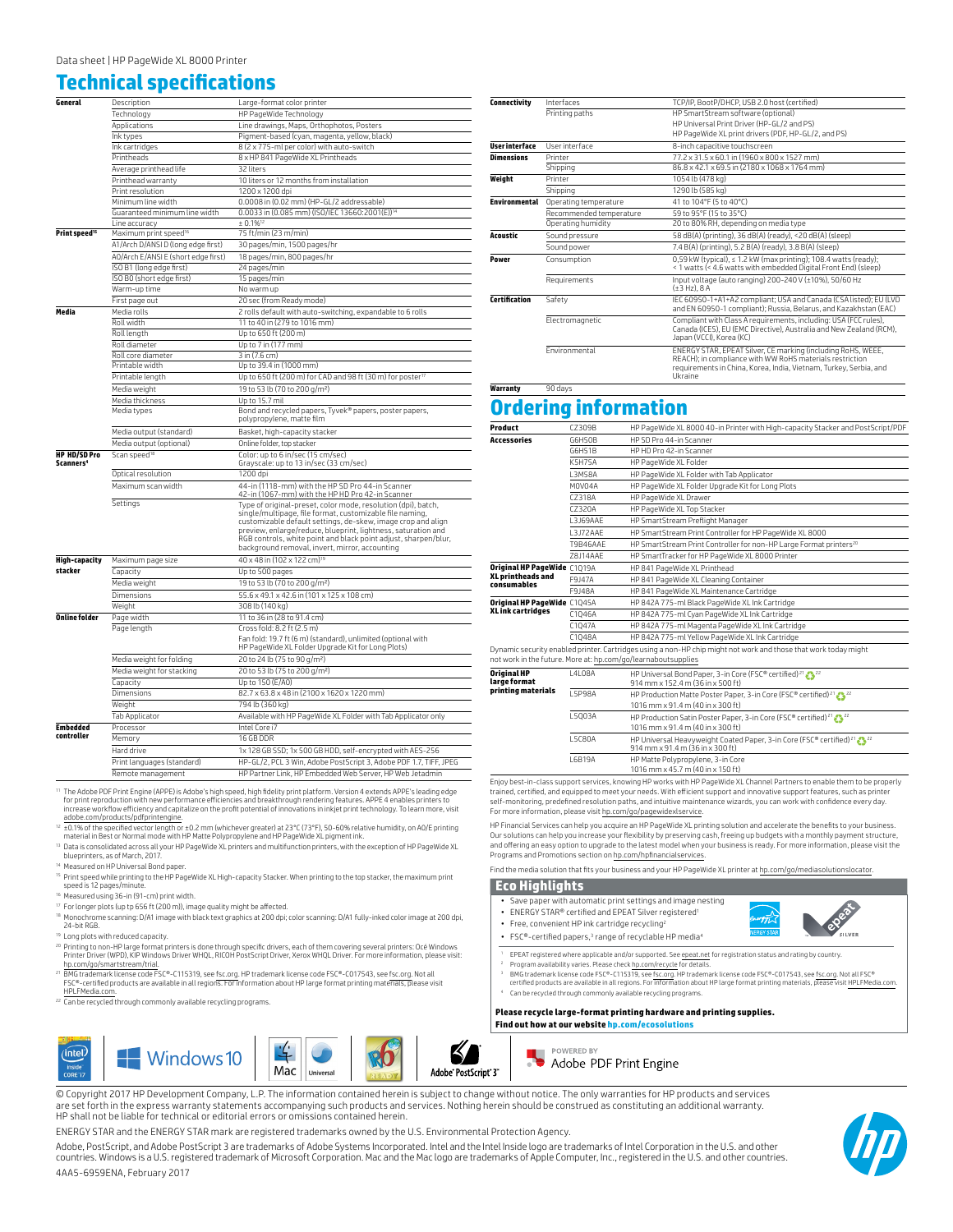# Technical specifications

| | | |
|---|---|---|
| **General** | Description | Large-format color printer |
| | Technology | HP PageWide Technology |
| | Applications | Line drawings, Maps, Orthophotos, Posters |
| | Ink types | Pigment-based (cyan, magenta, yellow, black) |
| | Ink cartridges | 8 (2 x 775-ml per color) with auto-switch |
| | Printheads | 8 x HP 841 PageWide XL Printheads |
| | Average printhead life | 32 liters |
| | Printhead warranty | 10 liters or 12 months from installation |
| | Print resolution | 1200 x 1200 dpi |
| | Minimum line width | 0.0008 in (0.02 mm) (HP-GL/2 addressable) |
| | Guaranteed minimum line width | 0.0033 in (0.085 mm) (ISO/IEC 13660:2001(E))[14] |
| | Line accuracy | ± 0.1%[12] |
| **Print speed**[15] | Maximum print speed[16] | 75 ft/min (23 m/min) |
| | A1/Arch D/ANSI D (long edge first) | 30 pages/min, 1500 pages/hr |
| | A0/Arch E/ANSI E (short edge first) | 18 pages/min, 800 pages/hr |
| | ISO B1 (long edge first) | 24 pages/min |
| | ISO B0 (short edge first) | 15 pages/min |
| | Warm-up time | No warm up |
| | First page out | 20 sec (from Ready mode) |
| **Media** | Media rolls | 2 rolls default with auto-switching, expandable to 6 rolls |
| | Roll width | 11 to 40 in (279 to 1016 mm) |
| | Roll length | Up to 650 ft (200 m) |
| | Roll diameter | Up to 7 in (177 mm) |
| | Roll core diameter | 3 in (7.6 cm) |
| | Printable width | Up to 39.4 in (1000 mm) |
| | Printable length | Up to 650 ft (200 m) for CAD and 98 ft (30 m) for poster[17] |
| | Media weight | 19 to 53 lb (70 to 200 g/m²) |
| | Media thickness | Up to 15.7 mil |
| | Media types | Bond and recycled papers, Tyvek® papers, poster papers, polypropylene, matte film |
| | Media output (standard) | Basket, high-capacity stacker |
| | Media output (optional) | Online folder, top stacker |
| **HP HD/SD Pro Scanners**[4] | Scan speed[18] | Color: up to 6 in/sec (15 cm/sec) Grayscale: up to 13 in/sec (33 cm/sec) |
| | Optical resolution | 1200 dpi |
| | Maximum scan width | 44-in (1118-mm) with the HP SD Pro 44-in Scanner 42-in (1067-mm) with the HP HD Pro 42-in Scanner |
| | Settings | Type of original-preset, color mode, resolution (dpi), batch, single/multipage, file format, customizable file naming, customizable default settings, de-skew, image crop and align preview, enlarge/reduce, blueprint, lightness, saturation and RGB controls, white point and black point adjust, sharpen/blur, background removal, invert, mirror, accounting |
| **High-capacity stacker** | Maximum page size | 40 x 48 in (102 x 122 cm)[19] |
| | Capacity | Up to 500 pages |
| | Media weight | 19 to 53 lb (70 to 200 g/m²) |
| | Dimensions | 55.6 x 49.1 x 42.6 in (101 x 125 x 108 cm) |
| | Weight | 308 lb (140 kg) |
| **Online folder** | Page width | 11 to 36 in (28 to 91.4 cm) |
| | Page length | Cross fold: 8.2 ft (2.5 m) Fan fold: 19.7 ft (6 m) (standard), unlimited (optional with HP PageWide XL Folder Upgrade Kit for Long Plots) |
| | Media weight for folding | 20 to 24 lb (75 to 90 g/m²) |
| | Media weight for stacking | 20 to 53 lb (75 to 200 g/m²) |
| | Capacity | Up to 150 (E/A0) |
| | Dimensions | 82.7 x 63.8 x 48 in (2100 x 1620 x 1220 mm) |
| | Weight | 794 lb (360 kg) |
| | Tab Applicator | Available with HP PageWide XL Folder with Tab Applicator only |
| **Embedded controller** | Processor | Intel Core i7 |
| | Memory | 16 GB DDR |
| | Hard drive | 1x 128 GB SSD; 1x 500 GB HDD, self-encrypted with AES-256 |
| | Print languages (standard) | HP-GL/2, PCL 3 Win, Adobe PostScript 3, Adobe PDF 1.7, TIFF, JPEG |
| | Remote management | HP Partner Link, HP Embedded Web Server, HP Web Jetadmin |
| **Connectivity** | Interfaces | TCP/IP, BootP/DHCP, USB 2.0 host (certified) |
| | Printing paths | HP SmartStream software (optional) HP Universal Print Driver (HP-GL/2 and PS) HP PageWide XL print drivers (PDF, HP-GL/2, and PS) |
| **User interface** | User interface | 8-inch capacitive touchscreen |
| **Dimensions** | Printer | 77.2 x 31.5 x 60.1 in (1960 x 800 x 1527 mm) |
| | Shipping | 86.8 x 42.1 x 69.5 in (2180 x 1068 x 1764 mm) |
| **Weight** | Printer | 1054 lb (478 kg) |
| | Shipping | 1290 lb (585 kg) |
| **Environmental** | Operating temperature | 41 to 104°F (5 to 40°C) |
| | Recommended temperature | 59 to 95°F (15 to 35°C) |
| | Operating humidity | 20 to 80% RH, depending on media type |
| **Acoustic** | Sound pressure | 58 dB(A) (printing), 36 dB(A) (ready), <20 dB(A) (sleep) |
| | Sound power | 7.4 B(A) (printing), 5.2 B(A) (ready), 3.8 B(A) (sleep) |
| **Power** | Consumption | 0,59 kW (typical), ≤ 1.2 kW (max printing); 108.4 watts (ready); < 1 watts (< 4.6 watts with embedded Digital Front End) (sleep) |
| | Requirements | Input voltage (auto ranging) 200-240 V (±10%), 50/60 Hz (±3 Hz), 8 A |
| **Certification** | Safety | IEC 60950-1+A1+A2 compliant; USA and Canada (CSA listed); EU (LVD and EN 60950-1 compliant); Russia, Belarus, and Kazakhstan (EAC) |
| | Electromagnetic | Compliant with Class A requirements, including: USA (FCC rules), Canada (ICES), EU (EMC Directive), Australia and New Zealand (RCM), Japan (VCCI), Korea (KC) |
| | Environmental | ENERGY STAR, EPEAT Silver, CE marking (including RoHS, WEEE, REACH); in compliance with WW RoHS materials restriction requirements in China, Korea, India, Vietnam, Turkey, Serbia, and Ukraine |
| **Warranty** | 90 days | |

# Ordering information

| | | |
|---|---|---|
| **Product** | CZ309B | HP PageWide XL 8000 40-in Printer with High-capacity Stacker and PostScript/PDF |
| **Accessories** | G6H50B | HP SD Pro 44-in Scanner |
| | G6H51B | HP HD Pro 42-in Scanner |
| | K5H75A | HP PageWide XL Folder |
| | L3M58A | HP PageWide XL Folder with Tab Applicator |
| | M0V04A | HP PageWide XL Folder Upgrade Kit for Long Plots |
| | CZ318A | HP PageWide XL Drawer |
| | CZ320A | HP PageWide XL Top Stacker |
| | L3J69AAE | HP SmartStream Preflight Manager |
| | L3J72AAE | HP SmartStream Print Controller for HP PageWide XL 8000 |
| | T9B46AAE | HP SmartStream Print Controller for non-HP Large Format printers[20] |
| | Z8J14AAE | HP SmartTracker for HP PageWide XL 8000 Printer |
| **Original HP PageWide XL printheads and consumables** | C1Q19A | HP 841 PageWide XL Printhead |
| | F9J47A | HP 841 PageWide XL Cleaning Container |
| | F9J48A | HP 841 PageWide XL Maintenance Cartridge |
| **Original HP PageWide XL ink cartridges** | C1Q45A | HP 842A 775-ml Black PageWide XL Ink Cartridge |
| | C1Q46A | HP 842A 775-ml Cyan PageWide XL Ink Cartridge |
| | C1Q47A | HP 842A 775-ml Magenta PageWide XL Ink Cartridge |
| | C1Q48A | HP 842A 775-ml Yellow PageWide XL Ink Cartridge |

Dynamic security enabled printer. Cartridges using a non-HP chip might not work and those that work today might not work in the future. More at: hp.com/go/learnaboutsupplies

| | | |
|---|---|---|
| **Original HP large format printing materials** | L4L08A | HP Universal Bond Paper, 3-in Core (FSC® certified)[21,22] 914 mm x 152.4 m (36 in x 500 ft) |
| | L5P98A | HP Production Matte Poster Paper, 3-in Core (FSC® certified)[21,22] 1016 mm x 91.4 m (40 in x 300 ft) |
| | L5Q03A | HP Production Satin Poster Paper, 3-in Core (FSC® certified)[21,22] 1016 mm x 91.4 m (40 in x 300 ft) |
| | L5C80A | HP Universal Heavyweight Coated Paper, 3-in Core (FSC® certified)[21,22] 914 mm x 91.4 m (36 in x 300 ft) |
| | L6B19A | HP Matte Polypropylene, 3-in Core 1016 mm x 45.7 m (40 in x 150 ft) |

Enjoy best-in-class support services, knowing HP works with HP PageWide XL Channel Partners to enable them to be properly trained, certified, and equipped to meet your needs. With efficient support and innovative support features, such as printer self-monitoring, predefined resolution paths, and intuitive maintenance wizards, you can work with confidence every day. For more information, please visit hp.com/go/pagewidexlservice.

HP Financial Services can help you acquire an HP PageWide XL printing solution and accelerate the benefits to your business. Our solutions can help you increase your flexibility by preserving cash, freeing up budgets with a monthly payment structure, and offering an easy option to upgrade to the latest model when your business is ready. For more information, please visit the Programs and Promotions section on hp.com/hpfinancialservices.

Find the media solution that fits your business and your HP PageWide XL printer at hp.com/go/mediasolutionslocator.

## Eco Highlights

- Save paper with automatic print settings and image nesting
- ENERGY STAR® certified and EPEAT Silver registered[1]
- Free, convenient HP ink cartridge recycling[2]
- FSC®-certified papers,[3] range of recyclable HP media[4]

[1] EPEAT registered where applicable and/or supported. See epeat.net for registration status and rating by country.
[2] Program availability varies. Please check hp.com/recycle for details.
[3] BMG trademark license code FSC®-C115319, see fsc.org. HP trademark license code FSC®-C017543, see fsc.org. Not all FSC® certified products are available in all regions. For information about HP large format printing materials, please visit HPLFMedia.com.
[4] Can be recycled through commonly available recycling programs.

**Please recycle large-format printing hardware and printing supplies.**
**Find out how at our website hp.com/ecosolutions**

[11] The Adobe PDF Print Engine (APPE) is Adobe's high speed, high fidelity print platform. Version 4 extends APPE's leading edge for print reproduction with new performance efficiencies and breakthrough rendering features. APPE 4 enables printers to increase workflow efficiency and capitalize on the profit potential of innovations in inkjet print technology. To learn more, visit adobe.com/products/pdfprintengine.
[12] ±0.1% of the specified vector length or ±0.2 mm (whichever greater) at 23°C (73°F), 50-60% relative humidity, on A0/E printing material in Best or Normal mode with HP Matte Polypropylene and HP PageWide XL pigment ink.
[13] Data is consolidated across all your HP PageWide XL printers and multifunction printers, with the exception of HP PageWide XL blueprinters, as of March, 2017.
[14] Measured on HP Universal Bond paper.
[15] Print speed while printing to the HP PageWide XL High-capacity Stacker. When printing to the top stacker, the maximum print speed is 12 pages/minute.
[16] Measured using 36-in (91-cm) print width.
[17] For longer plots (up to 656 ft (200 m)), image quality might be affected.
[18] Monochrome scanning: D/A1 image with black text graphics at 200 dpi; color scanning: D/A1 fully-inked color image at 200 dpi, 24-bit RGB.
[19] Long plots with reduced capacity.
[20] Printing to non-HP large format printers is done through specific drivers, each of them covering several printers: Océ Windows Printer Driver (WPD), KIP Windows Driver WHQL, RICOH PostScript Driver, Xerox WHQL Driver. For more information, please visit: hp.com/go/smartstream/trial.
[21] BMG trademark license code FSC®-C115319, see fsc.org. HP trademark license code FSC®-C017543, see fsc.org. Not all FSC®-certified products are available in all regions. For information about HP large format printing materials, please visit HPLFMedia.com.
[22] Can be recycled through commonly available recycling programs.

© Copyright 2017 HP Development Company, L.P. The information contained herein is subject to change without notice. The only warranties for HP products and services are set forth in the express warranty statements accompanying such products and services. Nothing herein should be construed as constituting an additional warranty. HP shall not be liable for technical or editorial errors or omissions contained herein.

ENERGY STAR and the ENERGY STAR mark are registered trademarks owned by the U.S. Environmental Protection Agency.

Adobe, PostScript, and Adobe PostScript 3 are trademarks of Adobe Systems Incorporated. Intel and the Intel Inside logo are trademarks of Intel Corporation in the U.S. and other countries. Windows is a U.S. registered trademark of Microsoft Corporation. Mac and the Mac logo are trademarks of Apple Computer, Inc., registered in the U.S. and other countries.

4AA5-6959ENA, February 2017